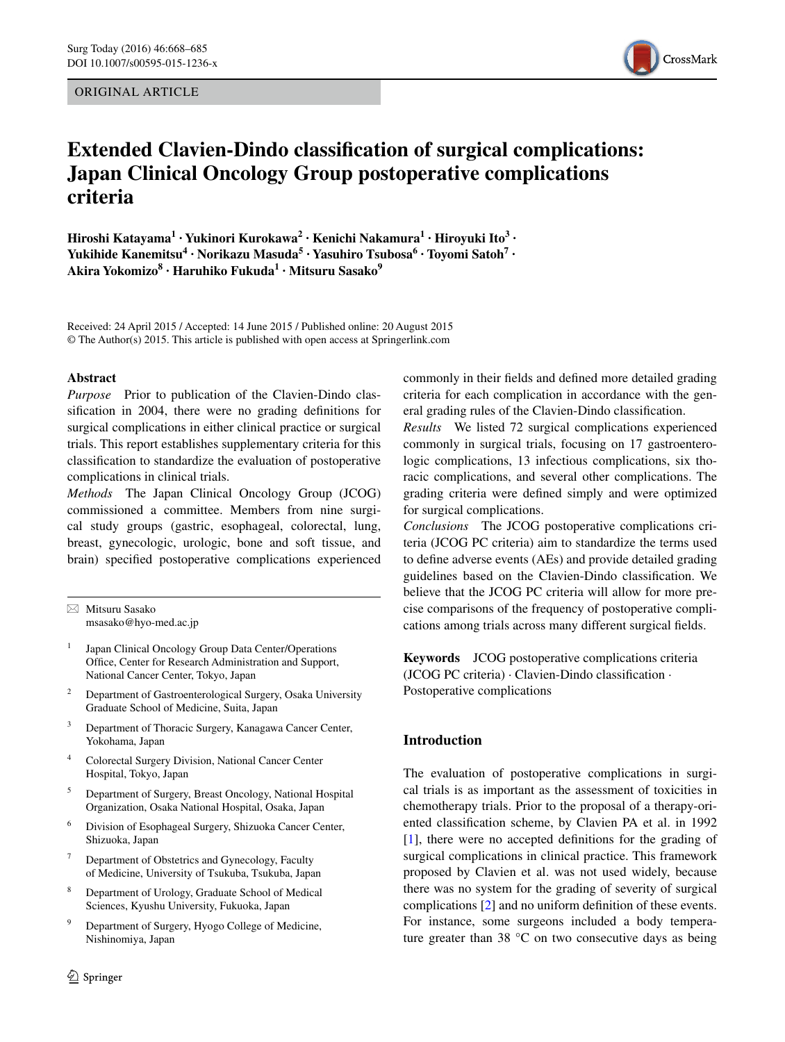ORIGINAL ARTICLE

# Extended Clavien-Dindo classification of surgical complications: Japan Clinical Oncology Group postoperative complications criteria

**Hiroshi Katayama[1] · Yukinori Kurokawa[2] · Kenichi Nakamura[1] · Hiroyuki Ito[3] · Yukihide Kanemitsu[4] · Norikazu Masuda[5] · Yasuhiro Tsubosa[6] · Toyomi Satoh[7] · Akira Yokomizo[8] · Haruhiko Fukuda[1] · Mitsuru Sasako[9]**

Received: 24 April 2015 / Accepted: 14 June 2015 / Published online: 20 August 2015
© The Author(s) 2015. This article is published with open access at Springerlink.com

## Abstract

*Purpose* Prior to publication of the Clavien-Dindo classification in 2004, there were no grading definitions for surgical complications in either clinical practice or surgical trials. This report establishes supplementary criteria for this classification to standardize the evaluation of postoperative complications in clinical trials.

*Methods* The Japan Clinical Oncology Group (JCOG) commissioned a committee. Members from nine surgical study groups (gastric, esophageal, colorectal, lung, breast, gynecologic, urologic, bone and soft tissue, and brain) specified postoperative complications experienced commonly in their fields and defined more detailed grading criteria for each complication in accordance with the general grading rules of the Clavien-Dindo classification.

*Results* We listed 72 surgical complications experienced commonly in surgical trials, focusing on 17 gastroenterologic complications, 13 infectious complications, six thoracic complications, and several other complications. The grading criteria were defined simply and were optimized for surgical complications.

*Conclusions* The JCOG postoperative complications criteria (JCOG PC criteria) aim to standardize the terms used to define adverse events (AEs) and provide detailed grading guidelines based on the Clavien-Dindo classification. We believe that the JCOG PC criteria will allow for more precise comparisons of the frequency of postoperative complications among trials across many different surgical fields.

**Keywords** JCOG postoperative complications criteria (JCOG PC criteria) · Clavien-Dindo classification · Postoperative complications

✉ Mitsuru Sasako
msasako@hyo-med.ac.jp

1. Japan Clinical Oncology Group Data Center/Operations Office, Center for Research Administration and Support, National Cancer Center, Tokyo, Japan
2. Department of Gastroenterological Surgery, Osaka University Graduate School of Medicine, Suita, Japan
3. Department of Thoracic Surgery, Kanagawa Cancer Center, Yokohama, Japan
4. Colorectal Surgery Division, National Cancer Center Hospital, Tokyo, Japan
5. Department of Surgery, Breast Oncology, National Hospital Organization, Osaka National Hospital, Osaka, Japan
6. Division of Esophageal Surgery, Shizuoka Cancer Center, Shizuoka, Japan
7. Department of Obstetrics and Gynecology, Faculty of Medicine, University of Tsukuba, Tsukuba, Japan
8. Department of Urology, Graduate School of Medical Sciences, Kyushu University, Fukuoka, Japan
9. Department of Surgery, Hyogo College of Medicine, Nishinomiya, Japan

## Introduction

The evaluation of postoperative complications in surgical trials is as important as the assessment of toxicities in chemotherapy trials. Prior to the proposal of a therapy-oriented classification scheme, by Clavien PA et al. in 1992 [1], there were no accepted definitions for the grading of surgical complications in clinical practice. This framework proposed by Clavien et al. was not used widely, because there was no system for the grading of severity of surgical complications [2] and no uniform definition of these events. For instance, some surgeons included a body temperature greater than 38 °C on two consecutive days as being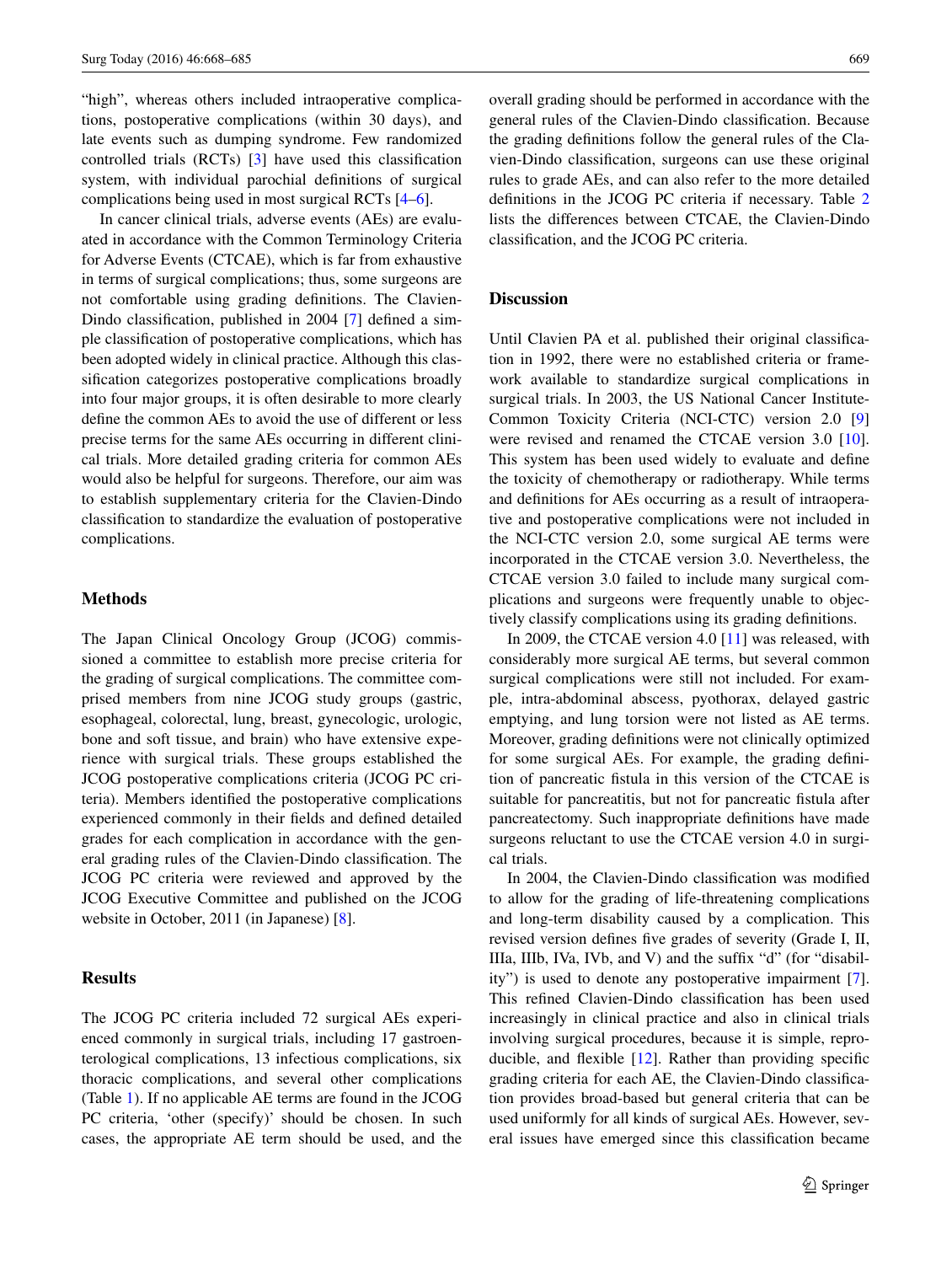"high", whereas others included intraoperative complications, postoperative complications (within 30 days), and late events such as dumping syndrome. Few randomized controlled trials (RCTs) [3] have used this classification system, with individual parochial definitions of surgical complications being used in most surgical RCTs [4–6].

In cancer clinical trials, adverse events (AEs) are evaluated in accordance with the Common Terminology Criteria for Adverse Events (CTCAE), which is far from exhaustive in terms of surgical complications; thus, some surgeons are not comfortable using grading definitions. The Clavien-Dindo classification, published in 2004 [7] defined a simple classification of postoperative complications, which has been adopted widely in clinical practice. Although this classification categorizes postoperative complications broadly into four major groups, it is often desirable to more clearly define the common AEs to avoid the use of different or less precise terms for the same AEs occurring in different clinical trials. More detailed grading criteria for common AEs would also be helpful for surgeons. Therefore, our aim was to establish supplementary criteria for the Clavien-Dindo classification to standardize the evaluation of postoperative complications.

## Methods

The Japan Clinical Oncology Group (JCOG) commissioned a committee to establish more precise criteria for the grading of surgical complications. The committee comprised members from nine JCOG study groups (gastric, esophageal, colorectal, lung, breast, gynecologic, urologic, bone and soft tissue, and brain) who have extensive experience with surgical trials. These groups established the JCOG postoperative complications criteria (JCOG PC criteria). Members identified the postoperative complications experienced commonly in their fields and defined detailed grades for each complication in accordance with the general grading rules of the Clavien-Dindo classification. The JCOG PC criteria were reviewed and approved by the JCOG Executive Committee and published on the JCOG website in October, 2011 (in Japanese) [8].

## Results

The JCOG PC criteria included 72 surgical AEs experienced commonly in surgical trials, including 17 gastroenterological complications, 13 infectious complications, six thoracic complications, and several other complications (Table 1). If no applicable AE terms are found in the JCOG PC criteria, 'other (specify)' should be chosen. In such cases, the appropriate AE term should be used, and the overall grading should be performed in accordance with the general rules of the Clavien-Dindo classification. Because the grading definitions follow the general rules of the Clavien-Dindo classification, surgeons can use these original rules to grade AEs, and can also refer to the more detailed definitions in the JCOG PC criteria if necessary. Table 2 lists the differences between CTCAE, the Clavien-Dindo classification, and the JCOG PC criteria.

## Discussion

Until Clavien PA et al. published their original classification in 1992, there were no established criteria or framework available to standardize surgical complications in surgical trials. In 2003, the US National Cancer Institute-Common Toxicity Criteria (NCI-CTC) version 2.0 [9] were revised and renamed the CTCAE version 3.0 [10]. This system has been used widely to evaluate and define the toxicity of chemotherapy or radiotherapy. While terms and definitions for AEs occurring as a result of intraoperative and postoperative complications were not included in the NCI-CTC version 2.0, some surgical AE terms were incorporated in the CTCAE version 3.0. Nevertheless, the CTCAE version 3.0 failed to include many surgical complications and surgeons were frequently unable to objectively classify complications using its grading definitions.

In 2009, the CTCAE version 4.0 [11] was released, with considerably more surgical AE terms, but several common surgical complications were still not included. For example, intra-abdominal abscess, pyothorax, delayed gastric emptying, and lung torsion were not listed as AE terms. Moreover, grading definitions were not clinically optimized for some surgical AEs. For example, the grading definition of pancreatic fistula in this version of the CTCAE is suitable for pancreatitis, but not for pancreatic fistula after pancreatectomy. Such inappropriate definitions have made surgeons reluctant to use the CTCAE version 4.0 in surgical trials.

In 2004, the Clavien-Dindo classification was modified to allow for the grading of life-threatening complications and long-term disability caused by a complication. This revised version defines five grades of severity (Grade I, II, IIIa, IIIb, IVa, IVb, and V) and the suffix "d" (for "disability") is used to denote any postoperative impairment [7]. This refined Clavien-Dindo classification has been used increasingly in clinical practice and also in clinical trials involving surgical procedures, because it is simple, reproducible, and flexible [12]. Rather than providing specific grading criteria for each AE, the Clavien-Dindo classification provides broad-based but general criteria that can be used uniformly for all kinds of surgical AEs. However, several issues have emerged since this classification became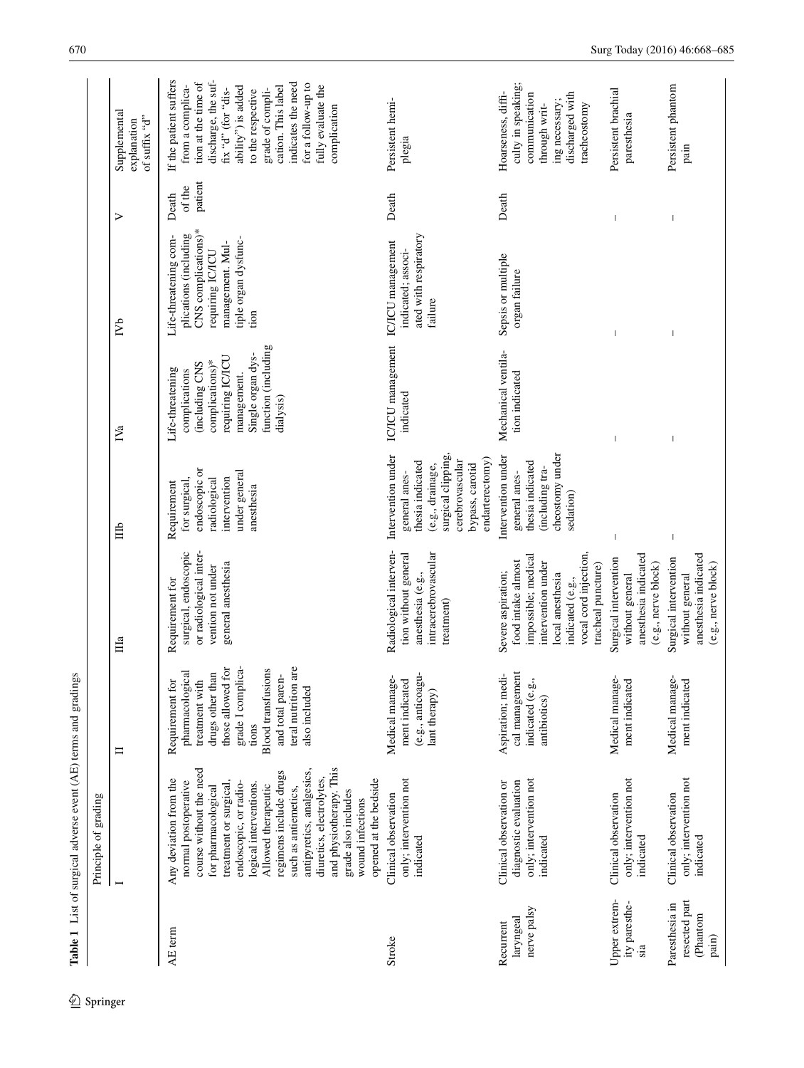**Table 1** List of surgical adverse event (AE) terms and gradings

| | Principle of grading | | | | | | | |
|---|---|---|---|---|---|---|---|---|
| | I | II | IIIa | IIIb | IVa | IVb | V | Supplemental explanation of suffix "d" |
| AE term | Any deviation from the normal postoperative course without the need for pharmacological treatment or surgical, endoscopic, or radiological interventions. Allowed therapeutic regimens include drugs such as antiemetics, antipyretics, analgesics, diuretics, electrolytes, and physiotherapy. This grade also includes wound infections opened at the bedside | Requirement for pharmacological treatment with drugs other than those allowed for grade I complications. Blood transfusions and total parenteral nutrition are also included | Requirement for surgical, endoscopic or radiological intervention not under general anesthesia | Requirement for surgical, endoscopic or radiological intervention under general anesthesia | Life-threatening complications (including CNS complications)* requiring IC/ICU management. Single organ dysfunction (including dialysis) | Life-threatening complications (including CNS complications)* requiring IC/ICU management. Multiple organ dysfunction | Death of the patient | If the patient suffers from a complication at the time of discharge, the suffix "d" (for "disability") is added to the respective grade of complication. This label indicates the need for a follow-up to fully evaluate the complication |
| Stroke | Clinical observation only; intervention not indicated | Medical management indicated (e.g., anticoagulant therapy) | Radiological intervention without general anesthesia (e.g., intracerebrovascular treatment) | Intervention under general anesthesia indicated (e.g., drainage, surgical clipping, cerebrovascular bypass, carotid endarterectomy) | IC/ICU management indicated | IC/ICU management indicated; associated with respiratory failure | Death | Persistent hemiplegia |
| Recurrent laryngeal nerve palsy | Clinical observation or diagnostic evaluation only; intervention not indicated | Aspiration; medical management indicated (e.g., antibiotics) | Severe aspiration; food intake almost impossible; medical intervention under local anesthesia indicated (e.g., vocal cord injection, tracheal puncture) | Intervention under general anesthesia indicated (including tracheostomy under sedation) | Mechanical ventilation indicated | Sepsis or multiple organ failure | Death | Hoarseness, difficulty in speaking; communication through writing necessary; discharged with tracheostomy |
| Upper extremity paresthesia | Clinical observation only; intervention not indicated | Medical management indicated | Surgical intervention without general anesthesia indicated (e.g., nerve block) | – | – | – | – | Persistent brachial paresthesia |
| Paresthesia in resected part (Phantom pain) | Clinical observation only; intervention not indicated | Medical management indicated | Surgical intervention without general anesthesia indicated (e.g., nerve block) | – | – | – | – | Persistent phantom pain |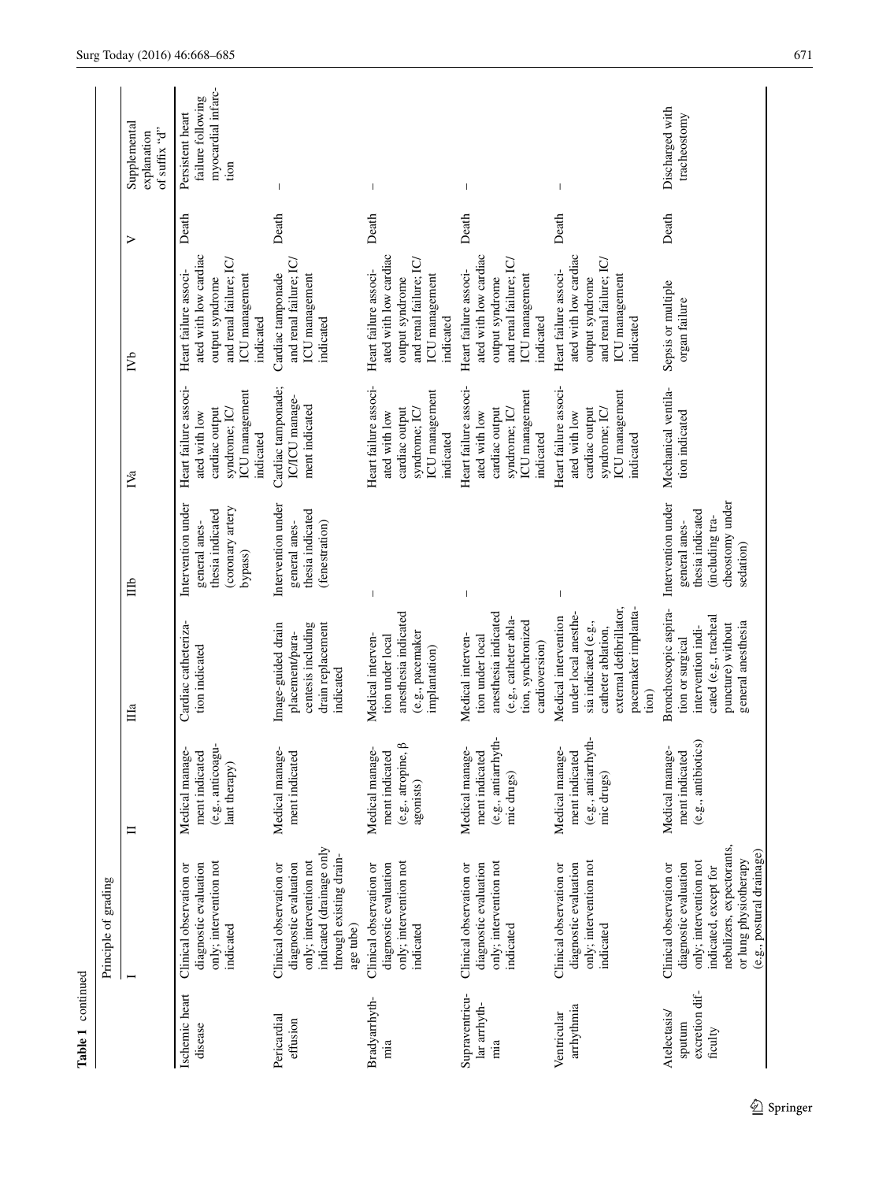**Table 1** continued

| | Principle of grading | | | | | | | |
|---|---|---|---|---|---|---|---|---|
| | I | II | IIIa | IIIb | IVa | IVb | V | Supplemental explanation of suffix "d" |
| Ischemic heart disease | Clinical observation or diagnostic evaluation only; intervention not indicated | Medical management indicated (e.g., anticoagulant therapy) | Cardiac catheterization indicated | Intervention under general anesthesia indicated (coronary artery bypass) | Heart failure associated with low cardiac output syndrome; IC/ICU management indicated | Heart failure associated with low cardiac output syndrome and renal failure; IC/ICU management indicated | Death | Persistent heart failure following myocardial infarction |
| Pericardial effusion | Clinical observation or diagnostic evaluation only; intervention not indicated (drainage only through existing drainage tube) | Medical management indicated | Image-guided drain placement/paracentesis including drain replacement indicated | Intervention under general anesthesia indicated (fenestration) | Cardiac tamponade; IC/ICU management indicated | Cardiac tamponade and renal failure; IC/ICU management indicated | Death | – |
| Bradyarrhythmia | Clinical observation or diagnostic evaluation only; intervention not indicated | Medical management indicated (e.g., atropine, β agonists) | Medical intervention under local anesthesia indicated (e.g., pacemaker implantation) | – | Heart failure associated with low cardiac output syndrome; IC/ICU management indicated | Heart failure associated with low cardiac output syndrome and renal failure; IC/ICU management indicated | Death | – |
| Supraventricular arrhythmia | Clinical observation or diagnostic evaluation only; intervention not indicated | Medical management indicated (e.g., antiarrhythmic drugs) | Medical intervention under local anesthesia indicated (e.g., catheter ablation, synchronized cardioversion) | – | Heart failure associated with low cardiac output syndrome; IC/ICU management indicated | Heart failure associated with low cardiac output syndrome and renal failure; IC/ICU management indicated | Death | – |
| Ventricular arrhythmia | Clinical observation or diagnostic evaluation only; intervention not indicated | Medical management indicated (e.g., antiarrhythmic drugs) | Medical intervention under local anesthesia indicated (e.g., catheter ablation, external defibrillator, pacemaker implantation) | – | Heart failure associated with low cardiac output syndrome; IC/ICU management indicated | Heart failure associated with low cardiac output syndrome and renal failure; IC/ICU management indicated | Death | – |
| Atelectasis/sputum excretion difficulty | Clinical observation or diagnostic evaluation only; intervention not indicated, except for nebulizers, expectorants, or lung physiotherapy (e.g., postural drainage) | Medical management indicated (e.g., antibiotics) | Bronchoscopic aspiration or surgical intervention indicated (e.g., tracheal puncture) without general anesthesia | Intervention under general anesthesia indicated (including tracheostomy under sedation) | Mechanical ventilation indicated | Sepsis or multiple organ failure | Death | Discharged with tracheostomy |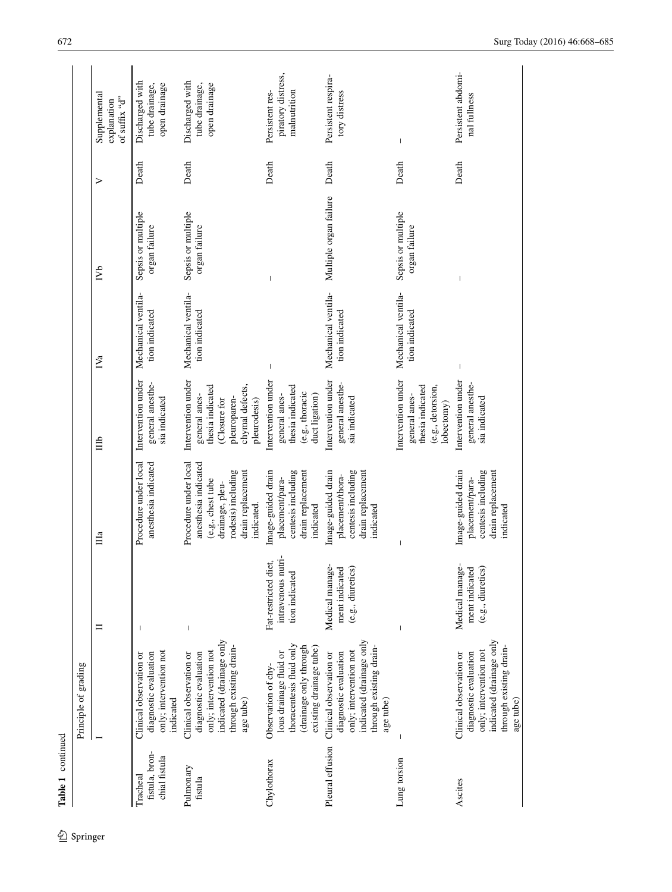**Table 1** continued

| | Principle of grading | | | | | | | | |
|---|---|---|---|---|---|---|---|---|---|
| | I | II | IIIa | IIIb | IVa | IVb | V | Supplemental explanation of suffix "d" |
| Tracheal fistula, bronchial fistula | Clinical observation or diagnostic evaluation only; intervention not indicated | – | Procedure under local anesthesia indicated | Intervention under general anesthesia indicated | Mechanical ventilation indicated | Sepsis or multiple organ failure | Death | Discharged with tube drainage, open drainage |
| Pulmonary fistula | Clinical observation or diagnostic evaluation only; intervention not indicated (drainage only through existing drainage tube) | – | Procedure under local anesthesia indicated (e.g., chest tube drainage, pleurodesis) including drain replacement indicated. | Intervention under general anesthesia indicated (Closure for pleuroparenchymal defects, pleurodesis) | Mechanical ventilation indicated | Sepsis or multiple organ failure | Death | Discharged with tube drainage, open drainage |
| Chylothorax | Observation of chylous drainage fluid or thoracentesis fluid only (drainage only through existing drainage tube) | Fat-restricted diet, intravenous nutrition indicated | Image-guided drain placement/paracentesis including drain replacement indicated | Intervention under general anesthesia indicated (e.g., thoracic duct ligation) | – | – | Death | Persistent respiratory distress, malnutrition |
| Pleural effusion | Clinical observation or diagnostic evaluation only; intervention not indicated (drainage only through existing drainage tube) | Medical management indicated (e.g., diuretics) | Image-guided drain placement/thoracentesis including drain replacement indicated | Intervention under general anesthesia indicated | Mechanical ventilation indicated | Multiple organ failure | Death | Persistent respiratory distress |
| Lung torsion | – | – | – | Intervention under general anesthesia indicated (e.g., detorsion, lobectomy) | Mechanical ventilation indicated | Sepsis or multiple organ failure | Death | – |
| Ascites | Clinical observation or diagnostic evaluation only; intervention not indicated (drainage only through existing drainage tube) | Medical management indicated (e.g., diuretics) | Image-guided drain placement/paracentesis including drain replacement indicated | Intervention under general anesthesia indicated | – | – | Death | Persistent abdominal fullness |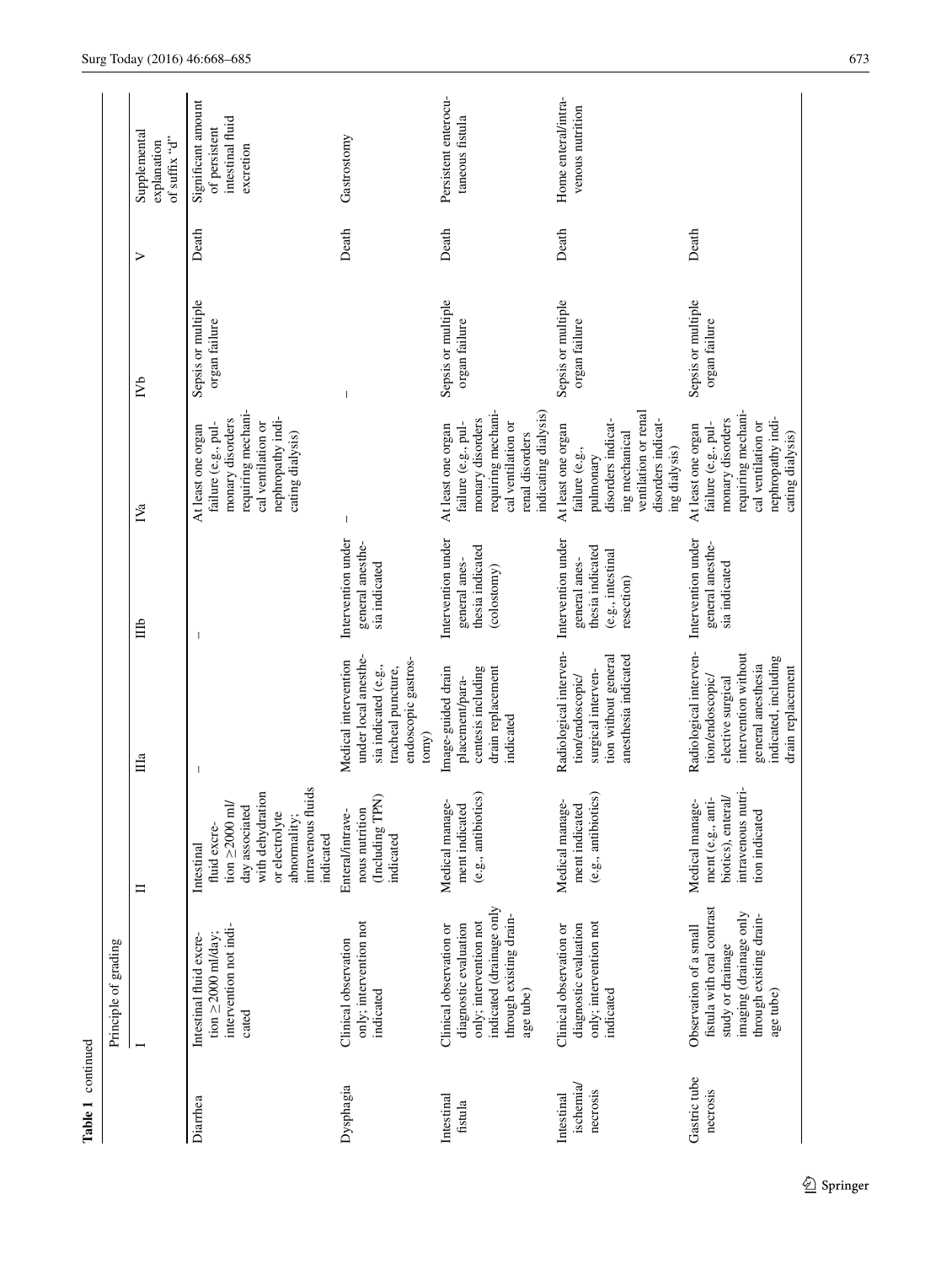Table 1 continued

| | Principle of grading | | | | | | | |
|---|---|---|---|---|---|---|---|---|
| | I | II | IIIa | IIIb | IVa | IVb | V | Supplemental explanation of suffix "d" |
| Diarrhea | Intestinal fluid excretion ≥2000 ml/day; intervention not indicated | Intestinal fluid excretion ≥2000 ml/day associated with dehydration or electrolyte abnormality; intravenous fluids indicated | – | – | At least one organ failure (e.g., pulmonary disorders requiring mechanical ventilation or nephropathy indicating dialysis) | Sepsis or multiple organ failure | Death | Significant amount of persistent intestinal fluid excretion |
| Dysphagia | Clinical observation only; intervention not indicated | Enteral/intravenous nutrition (Including TPN) indicated | Medical intervention under local anesthesia indicated (e.g., tracheal puncture, endoscopic gastrostomy) | Intervention under general anesthesia indicated | – | – | Death | Gastrostomy |
| Intestinal fistula | Clinical observation or diagnostic evaluation only; intervention not indicated (drainage only through existing drainage tube) | Medical management indicated (e.g., antibiotics) | Image-guided drain placement/paracentesis including drain replacement indicated | Intervention under general anesthesia indicated (colostomy) | At least one organ failure (e.g., pulmonary disorders requiring mechanical ventilation or renal disorders indicating dialysis) | Sepsis or multiple organ failure | Death | Persistent enterocutaneous fistula |
| Intestinal ischemia/necrosis | Clinical observation or diagnostic evaluation only; intervention not indicated | Medical management indicated (e.g., antibiotics) | Radiological intervention/endoscopic/surgical intervention without general anesthesia indicated | Intervention under general anesthesia indicated (e.g., intestinal resection) | At least one organ failure (e.g., pulmonary disorders indicating mechanical ventilation or renal disorders indicating dialysis) | Sepsis or multiple organ failure | Death | Home enteral/intravenous nutrition |
| Gastric tube necrosis | Observation of a small fistula with oral contrast study or drainage imaging (drainage only through existing drainage tube) | Medical management (e.g., antibiotics), enteral/intravenous nutrition indicated | Radiological intervention/endoscopic/elective surgical intervention without general anesthesia indicated, including drain replacement | Intervention under general anesthesia indicated | At least one organ failure (e.g., pulmonary disorders requiring mechanical ventilation or nephropathy indicating dialysis) | Sepsis or multiple organ failure | Death | |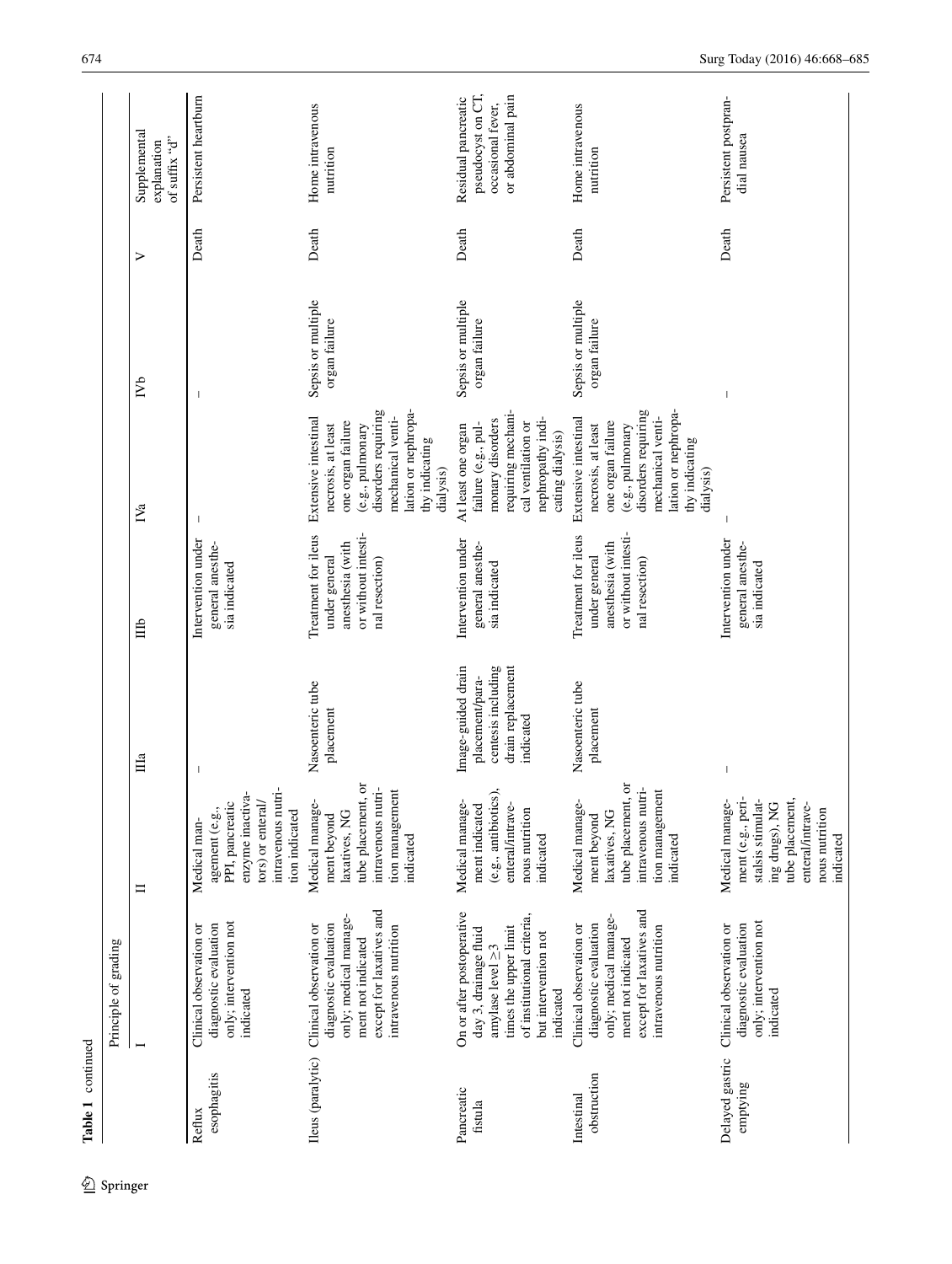Table 1 continued

| | Principle of grading | | | | | | | |
|---|---|---|---|---|---|---|---|---|
| | I | II | IIIa | IIIb | IVa | IVb | V | Supplemental explanation of suffix "d" |
| Reflux esophagitis | Clinical observation or diagnostic evaluation only; intervention not indicated | Medical management (e.g., PPI, pancreatic enzyme inactivators) or enteral/intravenous nutrition indicated | – | Intervention under general anesthesia indicated | – | – | Death | Persistent heartburn |
| Ileus (paralytic) | Clinical observation or diagnostic evaluation only; medical management not indicated except for laxatives and intravenous nutrition | Medical management beyond laxatives, NG tube placement, or intravenous nutrition management indicated | Nasoenteric tube placement | Treatment for ileus under general anesthesia (with or without intestinal resection) | Extensive intestinal necrosis, at least one organ failure (e.g., pulmonary disorders requiring mechanical ventilation or nephropathy indicating dialysis) | Sepsis or multiple organ failure | Death | Home intravenous nutrition |
| Pancreatic fistula | On or after postoperative day 3, drainage fluid amylase level ≥3 times the upper limit of institutional criteria, but intervention not indicated | Medical management indicated (e.g., antibiotics), enteral/intravenous nutrition indicated | Image-guided drain placement/paracentesis including drain replacement indicated | Intervention under general anesthesia indicated | At least one organ failure (e.g., pulmonary disorders requiring mechanical ventilation or nephropathy indicating dialysis) | Sepsis or multiple organ failure | Death | Residual pancreatic pseudocyst on CT, occasional fever, or abdominal pain |
| Intestinal obstruction | Clinical observation or diagnostic evaluation only; medical management not indicated except for laxatives and intravenous nutrition | Medical management beyond laxatives, NG tube placement, or intravenous nutrition management indicated | Nasoenteric tube placement | Treatment for ileus under general anesthesia (with or without intestinal resection) | Extensive intestinal necrosis, at least one organ failure (e.g., pulmonary disorders requiring mechanical ventilation or nephropathy indicating dialysis) | Sepsis or multiple organ failure | Death | Home intravenous nutrition |
| Delayed gastric emptying | Clinical observation or diagnostic evaluation only; intervention not indicated | Medical management (e.g., peristalsis stimulating drugs), NG tube placement, enteral/intravenous nutrition indicated | – | Intervention under general anesthesia indicated | – | – | Death | Persistent postprandial nausea |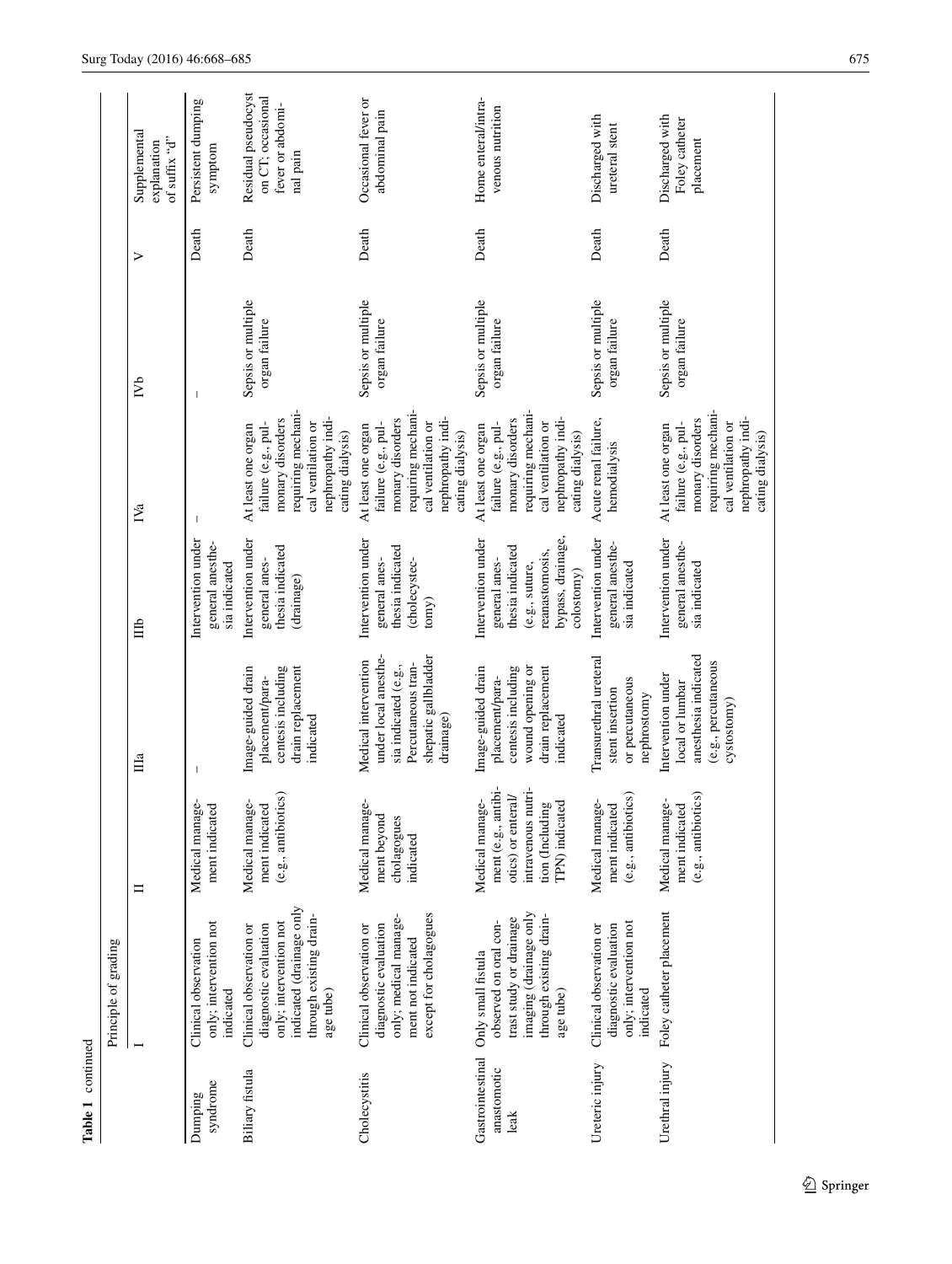**Table 1** continued

| | Principle of grading | | | | | | | | |
|---|---|---|---|---|---|---|---|---|---|
| | I | II | IIIa | IIIb | IVa | IVb | V | Supplemental explanation of suffix "d" |
| Dumping syndrome | Clinical observation only; intervention not indicated | Medical management indicated | – | Intervention under general anesthesia indicated | – | – | Death | Persistent dumping symptom |
| Biliary fistula | Clinical observation or diagnostic evaluation only; intervention not indicated (drainage only through existing drainage tube) | Medical management indicated (e.g., antibiotics) | Image-guided drain placement/paracentesis including drain replacement indicated | Intervention under general anesthesia indicated (drainage) | At least one organ failure (e.g., pulmonary disorders requiring mechanical ventilation or nephropathy indicating dialysis) | Sepsis or multiple organ failure | Death | Residual pseudocyst on CT; occasional fever or abdominal pain |
| Cholecystitis | Clinical observation or diagnostic evaluation only; medical management not indicated except for cholagogues | Medical management beyond cholagogues indicated | Medical intervention under local anesthesia indicated (e.g., Percutaneous transhepatic gallbladder drainage) | Intervention under general anesthesia indicated (cholecystectomy) | At least one organ failure (e.g., pulmonary disorders requiring mechanical ventilation or nephropathy indicating dialysis) | Sepsis or multiple organ failure | Death | Occasional fever or abdominal pain |
| Gastrointestinal anastomotic leak | Only small fistula observed on oral contrast study or drainage imaging (drainage only through existing drainage tube) | Medical management (e.g., antibiotics) or enteral/intravenous nutrition (Including TPN) indicated | Image-guided drain placement/paracentesis including wound opening or drain replacement indicated | Intervention under general anesthesia indicated (e.g., suture, reanastomosis, bypass, drainage, colostomy) | At least one organ failure (e.g., pulmonary disorders requiring mechanical ventilation or nephropathy indicating dialysis) | Sepsis or multiple organ failure | Death | Home enteral/intravenous nutrition |
| Ureteric injury | Clinical observation or diagnostic evaluation only; intervention not indicated | Medical management indicated (e.g., antibiotics) | Transurethral ureteral stent insertion or percutaneous nephrostomy | Intervention under general anesthesia indicated | Acute renal failure, hemodialysis | Sepsis or multiple organ failure | Death | Discharged with ureteral stent |
| Urethral injury | Foley catheter placement | Medical management indicated (e.g., antibiotics) | Intervention under local or lumbar anesthesia indicated (e.g., percutaneous cystostomy) | Intervention under general anesthesia indicated | At least one organ failure (e.g., pulmonary disorders requiring mechanical ventilation or nephropathy indicating dialysis) | Sepsis or multiple organ failure | Death | Discharged with Foley catheter placement |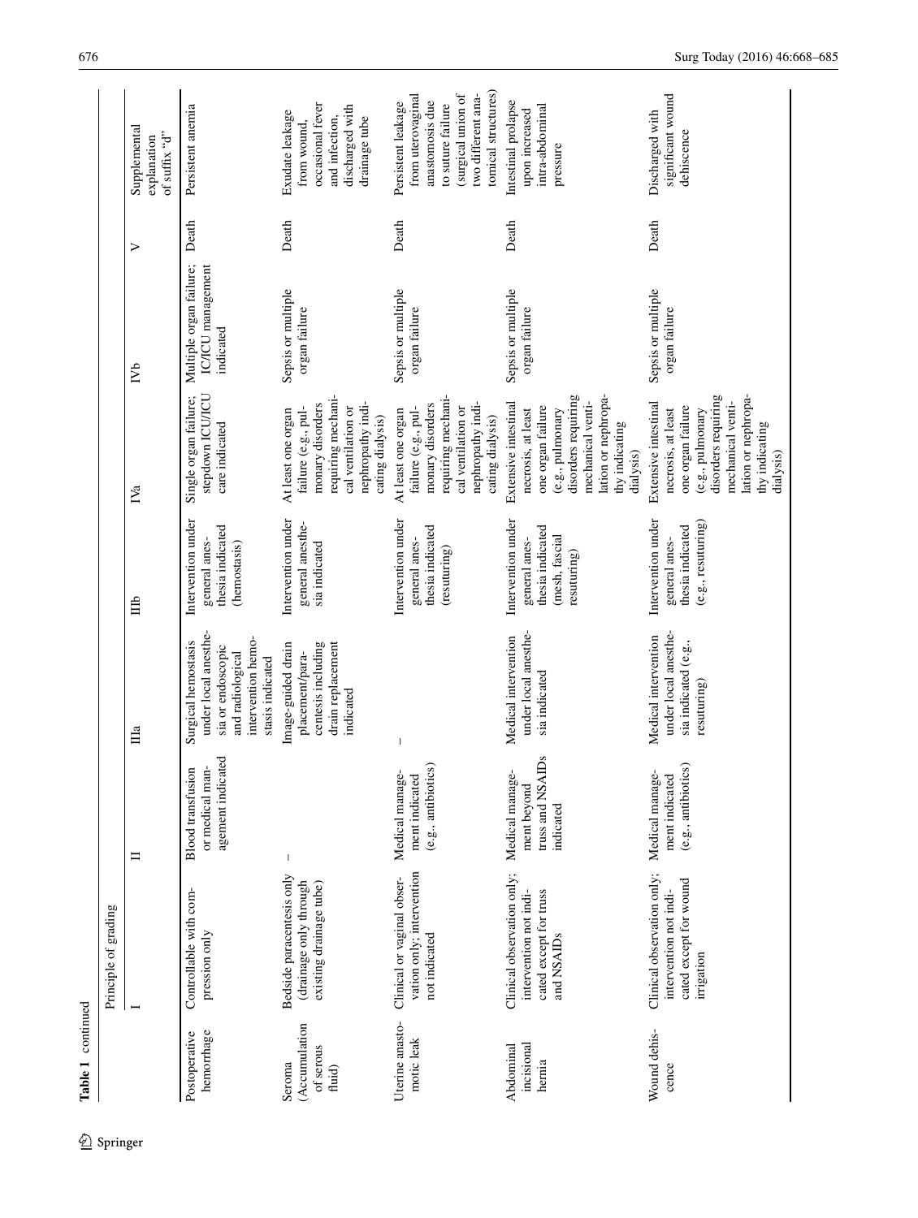Table 1 continued

| | Principle of grading | | | | | | | |
|---|---|---|---|---|---|---|---|---|
| | I | II | IIIa | IIIb | IVa | IVb | V | Supplemental explanation of suffix "d" |
| Postoperative hemorrhage | Controllable with compression only | Blood transfusion or medical management indicated | Surgical hemostasis under local anesthesia or endoscopic and radiological intervention hemostasis indicated | Intervention under general anesthesia indicated (hemostasis) | Single organ failure; stepdown ICU/ICU care indicated | Multiple organ failure; IC/ICU management indicated | Death | Persistent anemia |
| Seroma (Accumulation of serous fluid) | Bedside paracentesis only (drainage only through existing drainage tube) | – | Image-guided drain placement/paracentesis including drain replacement indicated | Intervention under general anesthesia indicated | At least one organ failure (e.g., pulmonary disorders requiring mechanical ventilation or nephropathy indicating dialysis) | Sepsis or multiple organ failure | Death | Exudate leakage from wound, occasional fever and infection, discharged with drainage tube |
| Uterine anastomotic leak | Clinical or vaginal observation only; intervention not indicated | Medical management indicated (e.g., antibiotics) | – | Intervention under general anesthesia indicated (resuturing) | At least one organ failure (e.g., pulmonary disorders requiring mechanical ventilation or nephropathy indicating dialysis) | Sepsis or multiple organ failure | Death | Persistent leakage from uterovaginal anastomosis due to suture failure (surgical union of two different anatomical structures) |
| Abdominal incisional hernia | Clinical observation only; intervention not indicated except for truss and NSAIDs | Medical management beyond truss and NSAIDs indicated | Medical intervention under local anesthesia indicated | Intervention under general anesthesia indicated (mesh, fascial resuturing) | Extensive intestinal necrosis, at least one organ failure (e.g., pulmonary disorders requiring mechanical ventilation or nephropathy indicating dialysis) | Sepsis or multiple organ failure | Death | Intestinal prolapse upon increased intra-abdominal pressure |
| Wound dehiscence | Clinical observation only; intervention not indicated except for wound irrigation | Medical management indicated (e.g., antibiotics) | Medical intervention under local anesthesia indicated (e.g., resuturing) | Intervention under general anesthesia indicated (e.g., resuturing) | Extensive intestinal necrosis, at least one organ failure (e.g., pulmonary disorders requiring mechanical ventilation or nephropathy indicating dialysis) | Sepsis or multiple organ failure | Death | Discharged with significant wound dehiscence |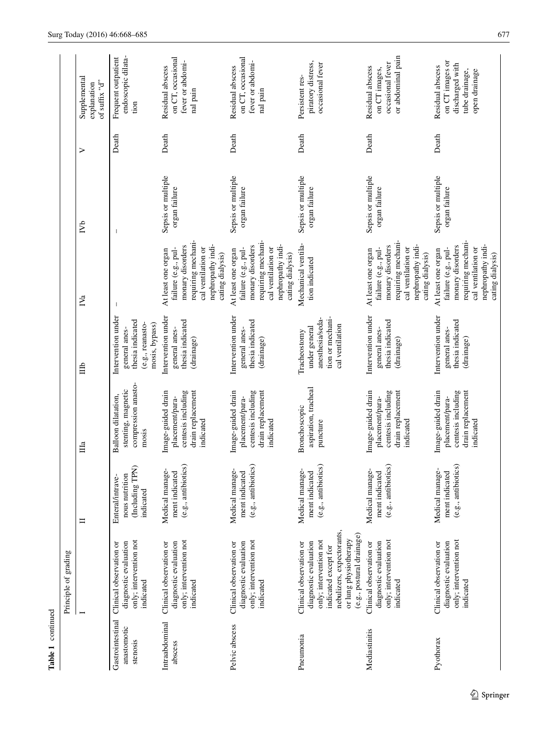**Table 1** continued

| | Principle of grading | | | | | | | | |
|---|---|---|---|---|---|---|---|---|---|
| | I | II | IIIa | IIIb | IVa | IVb | V | Supplemental explanation of suffix "d" |
| Gastrointestinal anastomotic stenosis | Clinical observation or diagnostic evaluation only; intervention not indicated | Enteral/intravenous nutrition (Including TPN) indicated | Balloon dilatation, stenting, magnetic compression anastomosis | Intervention under general anesthesia indicated (e.g., reanastomosis, bypass) | – | – | Death | Frequent outpatient endoscopic dilatation |
| Intraabdominal abscess | Clinical observation or diagnostic evaluation only; intervention not indicated | Medical management indicated (e.g., antibiotics) | Image-guided drain placement/paracentesis including drain replacement indicated | Intervention under general anesthesia indicated (drainage) | At least one organ failure (e.g., pulmonary disorders requiring mechanical ventilation or nephropathy indicating dialysis) | Sepsis or multiple organ failure | Death | Residual abscess on CT, occasional fever or abdominal pain |
| Pelvic abscess | Clinical observation or diagnostic evaluation only; intervention not indicated | Medical management indicated (e.g., antibiotics) | Image-guided drain placement/paracentesis including drain replacement indicated | Intervention under general anesthesia indicated (drainage) | At least one organ failure (e.g., pulmonary disorders requiring mechanical ventilation or nephropathy indicating dialysis) | Sepsis or multiple organ failure | Death | Residual abscess on CT, occasional fever or abdominal pain |
| Pneumonia | Clinical observation or diagnostic evaluation only; intervention not indicated except for nebulizers, expectorants, or lung physiotherapy (e.g., postural drainage) | Medical management indicated (e.g., antibiotics) | Bronchoscopic aspiration, tracheal puncture | Tracheostomy under general anesthesia/sedation or mechanical ventilation | Mechanical ventilation indicated | Sepsis or multiple organ failure | Death | Persistent respiratory distress, occasional fever |
| Mediastinitis | Clinical observation or diagnostic evaluation only; intervention not indicated | Medical management indicated (e.g., antibiotics) | Image-guided drain placement/paracentesis including drain replacement indicated | Intervention under general anesthesia indicated (drainage) | At least one organ failure (e.g., pulmonary disorders requiring mechanical ventilation or nephropathy indicating dialysis) | Sepsis or multiple organ failure | Death | Residual abscess on CT images, occasional fever or abdominal pain |
| Pyothorax | Clinical observation or diagnostic evaluation only; intervention not indicated | Medical management indicated (e.g., antibiotics) | Image-guided drain placement/paracentesis including drain replacement indicated | Intervention under general anesthesia indicated (drainage) | At least one organ failure (e.g., pulmonary disorders requiring mechanical ventilation or nephropathy indicating dialysis) | Sepsis or multiple organ failure | Death | Residual abscess on CT images or discharged with tube drainage, open drainage |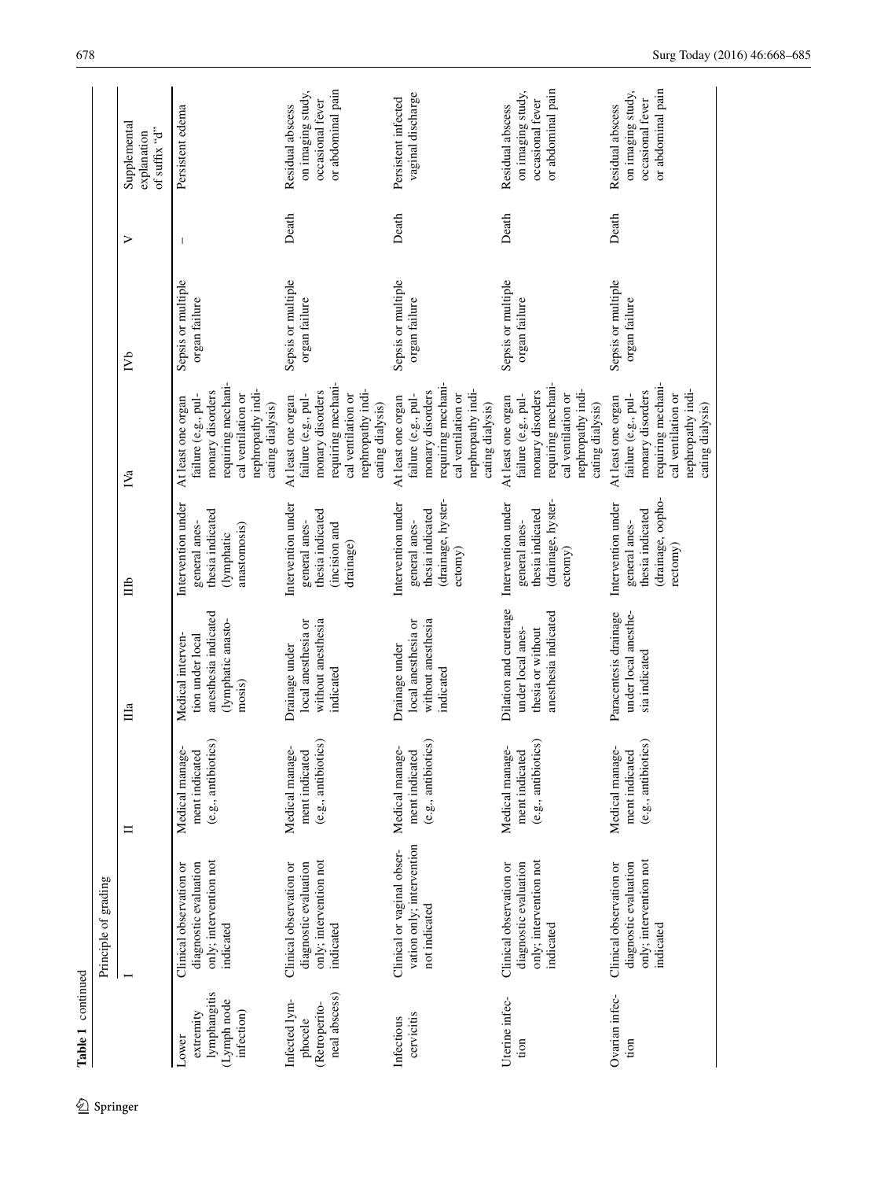Table 1 continued

| | Principle of grading | | | | | | | |
|---|---|---|---|---|---|---|---|---|
| | I | II | IIIa | IIIb | IVa | IVb | V | Supplemental explanation of suffix "d" |
| Lower extremity lymphangitis (Lymph node infection) | Clinical observation or diagnostic evaluation only; intervention not indicated | Medical management indicated (e.g., antibiotics) | Medical intervention under local anesthesia indicated (lymphatic anastomosis) | Intervention under general anesthesia indicated (lymphatic anastomosis) | At least one organ failure (e.g., pulmonary disorders requiring mechanical ventilation or nephropathy indicating dialysis) | Sepsis or multiple organ failure | – | Persistent edema |
| Infected lymphocele (Retroperitoneal abscess) | Clinical observation or diagnostic evaluation only; intervention not indicated | Medical management indicated (e.g., antibiotics) | Drainage under local anesthesia or without anesthesia indicated | Intervention under general anesthesia indicated (incision and drainage) | At least one organ failure (e.g., pulmonary disorders requiring mechanical ventilation or nephropathy indicating dialysis) | Sepsis or multiple organ failure | Death | Residual abscess on imaging study, occasional fever or abdominal pain |
| Infectious cervicitis | Clinical or vaginal observation only; intervention not indicated | Medical management indicated (e.g., antibiotics) | Drainage under local anesthesia or without anesthesia indicated | Intervention under general anesthesia indicated (drainage, hysterectomy) | At least one organ failure (e.g., pulmonary disorders requiring mechanical ventilation or nephropathy indicating dialysis) | Sepsis or multiple organ failure | Death | Persistent infected vaginal discharge |
| Uterine infection | Clinical observation or diagnostic evaluation only; intervention not indicated | Medical management indicated (e.g., antibiotics) | Dilation and curettage under local anesthesia or without anesthesia indicated | Intervention under general anesthesia indicated (drainage, hysterectomy) | At least one organ failure (e.g., pulmonary disorders requiring mechanical ventilation or nephropathy indicating dialysis) | Sepsis or multiple organ failure | Death | Residual abscess on imaging study, occasional fever or abdominal pain |
| Ovarian infection | Clinical observation or diagnostic evaluation only; intervention not indicated | Medical management indicated (e.g., antibiotics) | Paracentesis drainage under local anesthesia indicated | Intervention under general anesthesia indicated (drainage, oophorectomy) | At least one organ failure (e.g., pulmonary disorders requiring mechanical ventilation or nephropathy indicating dialysis) | Sepsis or multiple organ failure | Death | Residual abscess on imaging study, occasional fever or abdominal pain |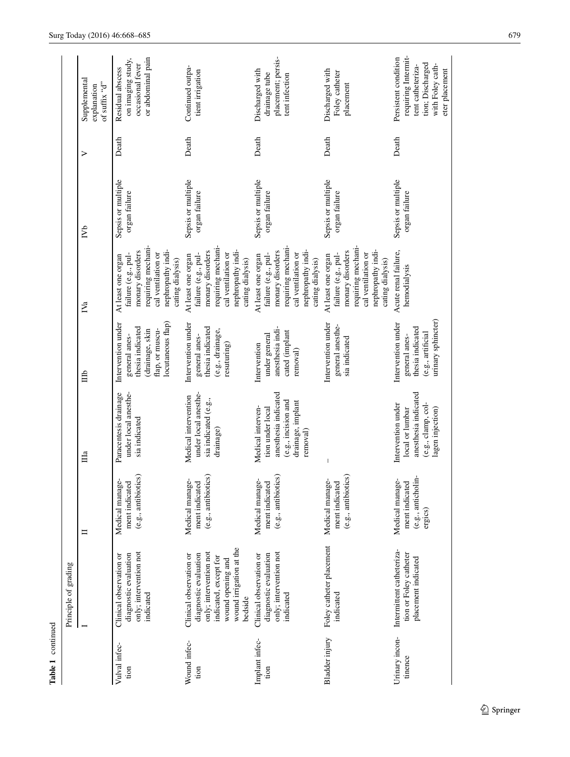**Table 1** continued

| | Principle of grading | | | | | | | |
|---|---|---|---|---|---|---|---|---|
| | I | II | IIIa | IIIb | IVa | IVb | V | Supplemental explanation of suffix "d" |
| Vulval infection | Clinical observation or diagnostic evaluation only; intervention not indicated | Medical management indicated (e.g., antibiotics) | Paracentesis drainage under local anesthesia indicated | Intervention under general anesthesia indicated (drainage, skin flap, or musculocutaneous flap) | At least one organ failure (e.g., pulmonary disorders requiring mechanical ventilation or nephropathy indicating dialysis) | Sepsis or multiple organ failure | Death | Residual abscess on imaging study, occasional fever or abdominal pain |
| Wound infection | Clinical observation or diagnostic evaluation only; intervention not indicated, except for wound opening and wound irrigation at the bedside | Medical management indicated (e.g., antibiotics) | Medical intervention under local anesthesia indicated (e.g., drainage) | Intervention under general anesthesia indicated (e.g., drainage, resuturing) | At least one organ failure (e.g., pulmonary disorders requiring mechanical ventilation or nephropathy indicating dialysis) | Sepsis or multiple organ failure | Death | Continued outpatient irrigation |
| Implant infection | Clinical observation or diagnostic evaluation only; intervention not indicated | Medical management indicated (e.g., antibiotics) | Medical intervention under local anesthesia indicated (e.g., incision and drainage, implant removal) | Intervention under general anesthesia indicated (implant removal) | At least one organ failure (e.g., pulmonary disorders requiring mechanical ventilation or nephropathy indicating dialysis) | Sepsis or multiple organ failure | Death | Discharged with drainage tube placement; persistent infection |
| Bladder injury | Foley catheter placement indicated | Medical management indicated (e.g., antibiotics) | – | Intervention under general anesthesia indicated | At least one organ failure (e.g., pulmonary disorders requiring mechanical ventilation or nephropathy indicating dialysis) | Sepsis or multiple organ failure | Death | Discharged with Foley catheter placement |
| Urinary incontinence | Intermittent catheterization or Foley catheter placement indicated | Medical management indicated (e.g., anticholinergics) | Intervention under local or lumbar anesthesia indicated (e.g., clamp, collagen injection) | Intervention under general anesthesia indicated (e.g., artificial urinary sphincter) | Acute renal failure, hemodialysis | Sepsis or multiple organ failure | Death | Persistent condition requiring Intermittent catheterization; Discharged with Foley catheter placement |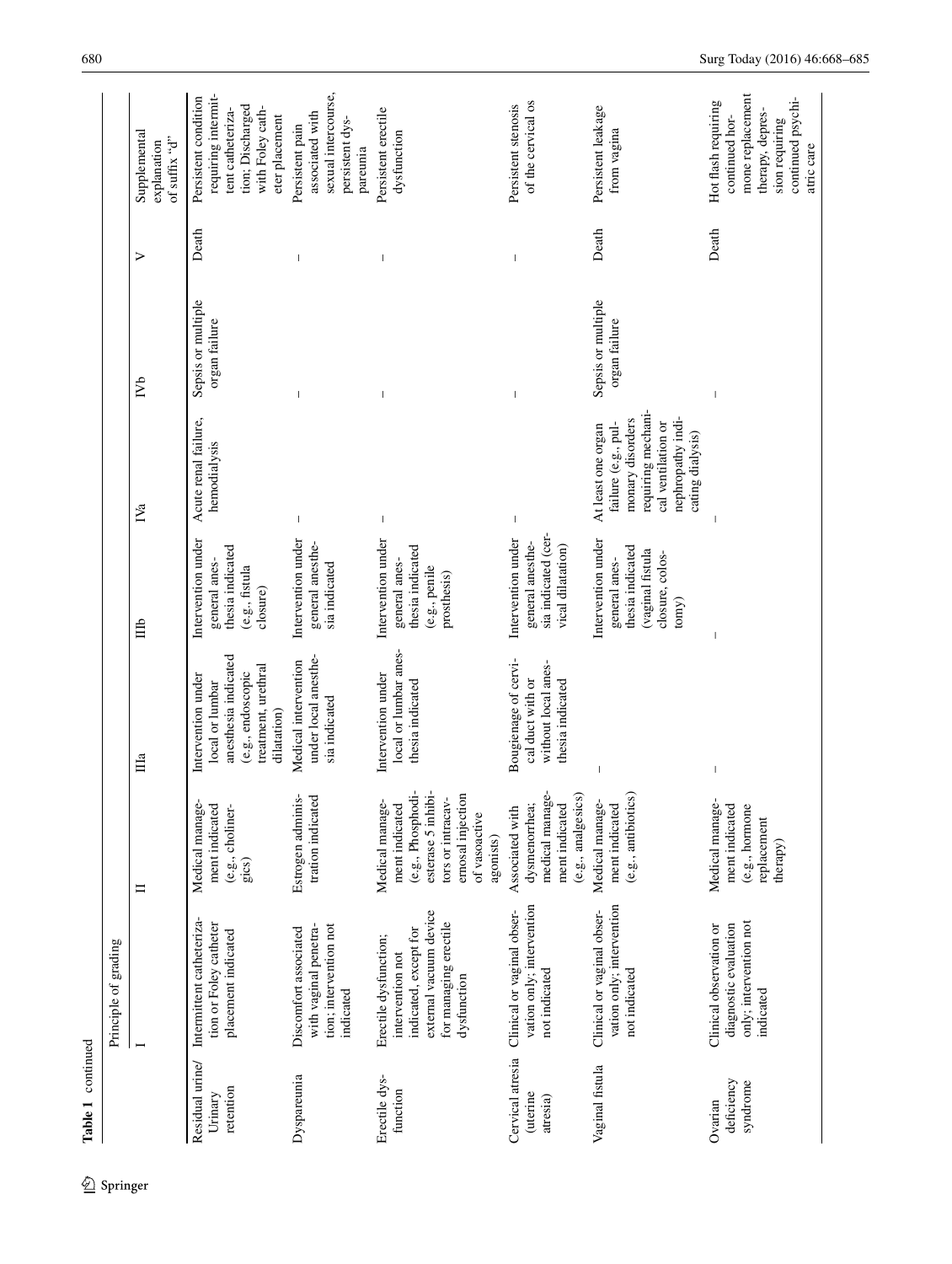**Table 1** continued

| | Principle of grading | | | | | | | | |
|---|---|---|---|---|---|---|---|---|---|
| | I | II | IIIa | IIIb | IVa | IVb | V | Supplemental explanation of suffix "d" |
| Residual urine/Urinary retention | Intermittent catheterization or Foley catheter placement indicated | Medical management indicated (e.g., cholinergics) | Intervention under local or lumbar anesthesia indicated (e.g., endoscopic treatment, urethral dilatation) | Intervention under general anesthesia indicated (e.g., fistula closure) | Acute renal failure, hemodialysis | Sepsis or multiple organ failure | Death | Persistent condition requiring intermittent catheterization; Discharged with Foley catheter placement |
| Dyspareunia | Discomfort associated with vaginal penetration; intervention not indicated | Estrogen administration indicated | Medical intervention under local anesthesia indicated | Intervention under general anesthesia indicated | – | – | – | Persistent pain associated with sexual intercourse, persistent dyspareunia |
| Erectile dysfunction | Erectile dysfunction; intervention not indicated, except for external vacuum device for managing erectile dysfunction | Medical management indicated (e.g., Phosphodiesterase 5 inhibitors or intracavernosal injection of vasoactive agonists) | Intervention under local or lumbar anesthesia indicated | Intervention under general anesthesia indicated (e.g., penile prosthesis) | – | – | – | Persistent erectile dysfunction |
| Cervical atresia (uterine atresia) | Clinical or vaginal observation only; intervention not indicated | Associated with dysmenorrhea; medical management indicated (e.g., analgesics) | Bougienage of cervical duct with or without local anesthesia indicated | Intervention under general anesthesia indicated (cervical dilatation) | – | – | – | Persistent stenosis of the cervical os |
| Vaginal fistula | Clinical or vaginal observation only; intervention not indicated | Medical management indicated (e.g., antibiotics) | – | Intervention under general anesthesia indicated (vaginal fistula closure, colostomy) | At least one organ failure (e.g., pulmonary disorders requiring mechanical ventilation or nephropathy indicating dialysis) | Sepsis or multiple organ failure | Death | Persistent leakage from vagina |
| Ovarian deficiency syndrome | Clinical observation or diagnostic evaluation only; intervention not indicated | Medical management indicated (e.g., hormone replacement therapy) | – | – | – | – | Death | Hot flash requiring continued hormone replacement therapy, depression requiring continued psychiatric care |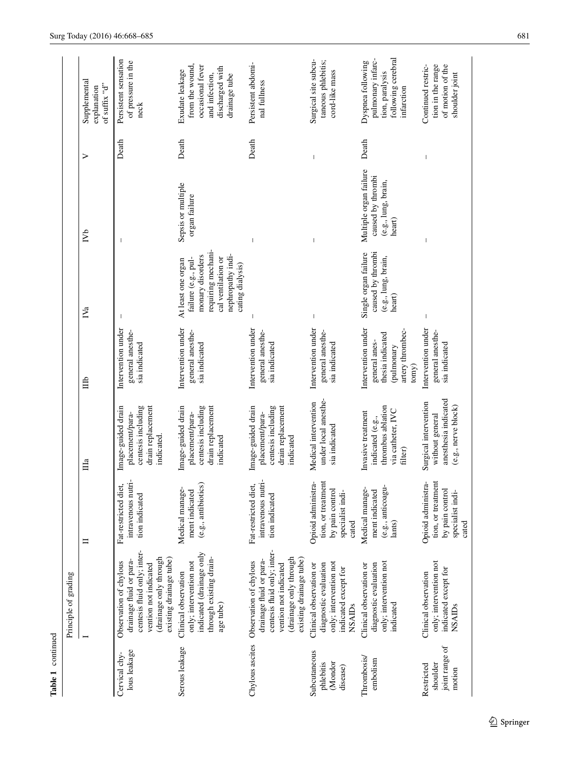**Table 1** continued

| | Principle of grading | | | | | | | |
|---|---|---|---|---|---|---|---|---|
| | I | II | IIIa | IIIb | IVa | IVb | V | Supplemental explanation of suffix "d" |
| Cervical chylous leakage | Observation of chylous drainage fluid or paracentesis fluid only; intervention not indicated (drainage only through existing drainage tube) | Fat-restricted diet, intravenous nutrition indicated | Image-guided drain placement/paracentesis including drain replacement indicated. | Intervention under general anesthesia indicated | – | – | Death | Persistent sensation of pressure in the neck |
| Serous leakage | Clinical observation only; intervention not indicated (drainage only through existing drainage tube) | Medical management indicated (e.g., antibiotics) | Image-guided drain placement/paracentesis including drain replacement indicated | Intervention under general anesthesia indicated | At least one organ failure (e.g., pulmonary disorders requiring mechanical ventilation or nephropathy indicating dialysis) | Sepsis or multiple organ failure | Death | Exudate leakage from the wound, occasional fever and infection, discharged with drainage tube |
| Chylous ascites | Observation of chylous drainage fluid or paracentesis fluid only; intervention not indicated (drainage only through existing drainage tube) | Fat-restricted diet, intravenous nutrition indicated | Image-guided drain placement/paracentesis including drain replacement indicated | Intervention under general anesthesia indicated | – | – | Death | Persistent abdominal fullness |
| Subcutaneous phlebitis (Mondor disease) | Clinical observation or diagnostic evaluation only; intervention not indicated except for NSAIDs | Opioid administration, or treatment by pain control specialist indicated | Medical intervention under local anesthesia indicated | Intervention under general anesthesia indicated | – | – | – | Surgical site subcutaneous phlebitis; cord-like mass |
| Thrombosis/embolism | Clinical observation or diagnostic evaluation only; intervention not indicated | Medical management indicated (e.g., anticoagulants) | Invasive treatment indicated (e.g., thrombus ablation via catheter, IVC filter) | Intervention under general anesthesia indicated (pulmonary artery thrombectomy) | Single organ failure caused by thrombi (e.g., lung, brain, heart) | Multiple organ failure caused by thrombi (e.g., lung, brain, heart) | Death | Dyspnea following pulmonary infarction, paralysis following cerebral infarction |
| Restricted shoulder joint range of motion | Clinical observation only; intervention not indicated except for NSAIDs | Opioid administration, or treatment by pain control specialist indicated | Surgical intervention without general anesthesia indicated (e.g., nerve block) | Intervention under general anesthesia indicated | – | – | – | Continued restriction in the range of motion of the shoulder joint |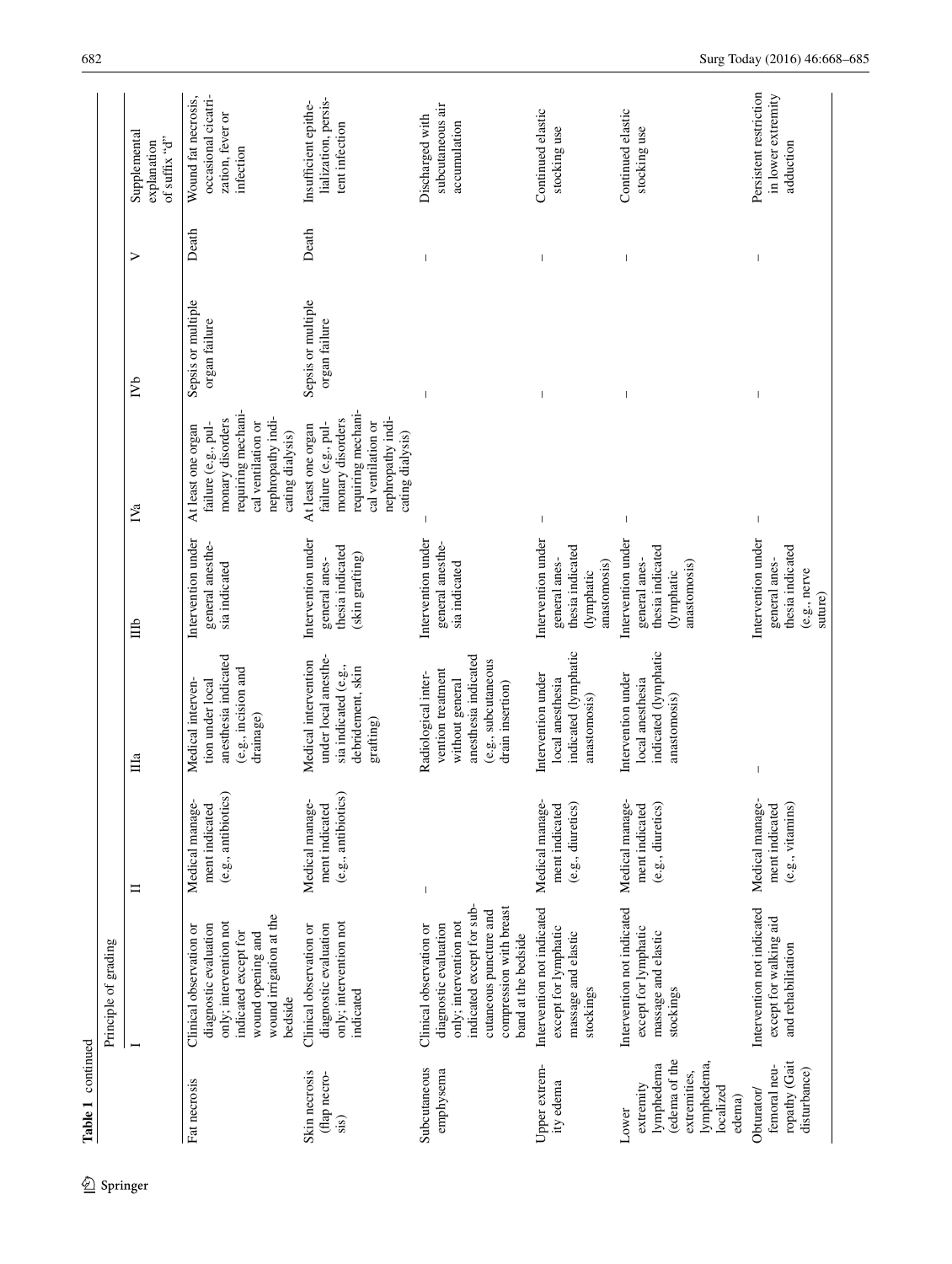Table 1 continued

| | Principle of grading | | | | | | | |
|---|---|---|---|---|---|---|---|---|
| | I | II | IIIa | IIIb | IVa | IVb | V | Supplemental explanation of suffix "d" |
| Fat necrosis | Clinical observation or diagnostic evaluation only; intervention not indicated except for wound opening and wound irrigation at the bedside | Medical management indicated (e.g., antibiotics) | Medical intervention under local anesthesia indicated (e.g., incision and drainage) | Intervention under general anesthesia indicated | At least one organ failure (e.g., pulmonary disorders requiring mechanical ventilation or nephropathy indicating dialysis) | Sepsis or multiple organ failure | Death | Wound fat necrosis, occasional cicatrization, fever or infection |
| Skin necrosis (flap necrosis) | Clinical observation or diagnostic evaluation only; intervention not indicated | Medical management indicated (e.g., antibiotics) | Medical intervention under local anesthesia indicated (e.g., debridement, skin grafting) | Intervention under general anesthesia indicated (skin grafting) | At least one organ failure (e.g., pulmonary disorders requiring mechanical ventilation or nephropathy indicating dialysis) | Sepsis or multiple organ failure | Death | Insufficient epithelialization, persistent infection |
| Subcutaneous emphysema | Clinical observation or diagnostic evaluation only; intervention not indicated except for subcutaneous puncture and compression with breast band at the bedside | – | Radiological intervention treatment without general anesthesia indicated (e.g., subcutaneous drain insertion) | Intervention under general anesthesia indicated | – | – | – | Discharged with subcutaneous air accumulation |
| Upper extremity edema | Intervention not indicated except for lymphatic massage and elastic stockings | Medical management indicated (e.g., diuretics) | Intervention under local anesthesia indicated (lymphatic anastomosis) | Intervention under general anesthesia indicated (lymphatic anastomosis) | – | – | – | Continued elastic stocking use |
| Lower extremity lymphedema (edema of the extremities, lymphedema, localized edema) | Intervention not indicated except for lymphatic massage and elastic stockings | Medical management indicated (e.g., diuretics) | Intervention under local anesthesia indicated (lymphatic anastomosis) | Intervention under general anesthesia indicated (lymphatic anastomosis) | – | – | – | Continued elastic stocking use |
| Obturator/femoral neuropathy (Gait disturbance) | Intervention not indicated except for walking aid and rehabilitation | Medical management indicated (e.g., vitamins) | – | Intervention under general anesthesia indicated (e.g., nerve suture) | – | – | – | Persistent restriction in lower extremity adduction |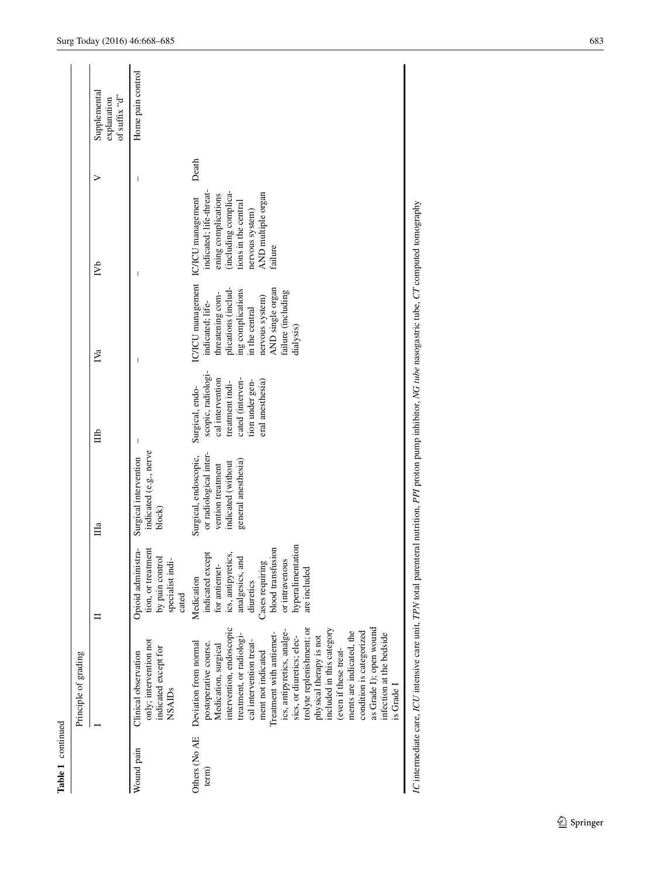**Table 1** continued

| | Principle of grading | | | | | | | |
|---|---|---|---|---|---|---|---|---|
| | I | II | IIIa | IIIb | IVa | IVb | V | Supplemental explanation of suffix "d" |
| Wound pain | Clinical observation only; intervention not indicated except for NSAIDs | Opioid administration, or treatment by pain control specialist indicated | Surgical intervention indicated (e.g., nerve block) | – | – | – | – | Home pain control |
| Others (No AE term) | Deviation from normal postoperative course. Medication, surgical intervention, endoscopic treatment, or radiological intervention treatment not indicated<br>Treatment with antiemetics, antipyretics, analgesics, or diuretics; electrolyte replenishment; or physical therapy is not included in this category (even if these treatments are indicated, the condition is categorized as Grade I); open wound infection at the bedside is Grade I | Medication indicated except for antiemetics, antipyretics, analgesics, and diuretics<br>Cases requiring blood transfusion or intravenous hyperalimentation are included | Surgical, endoscopic, or radiological intervention treatment indicated (without general anesthesia) | Surgical, endoscopic, radiological intervention treatment indicated (intervention under general anesthesia) | IC/ICU management indicated; life-threatening complications (including complications in the central nervous system) AND single organ failure (including dialysis) | IC/ICU management indicated; life-threatening complications (including complications in the central nervous system) AND multiple organ failure | Death | |

*IC* intermediate care, *ICU* intensive care unit, *TPN* total parenteral nutrition, *PPI* proton pump inhibitor, *NG tube* nasogastric tube, *CT* computed tomography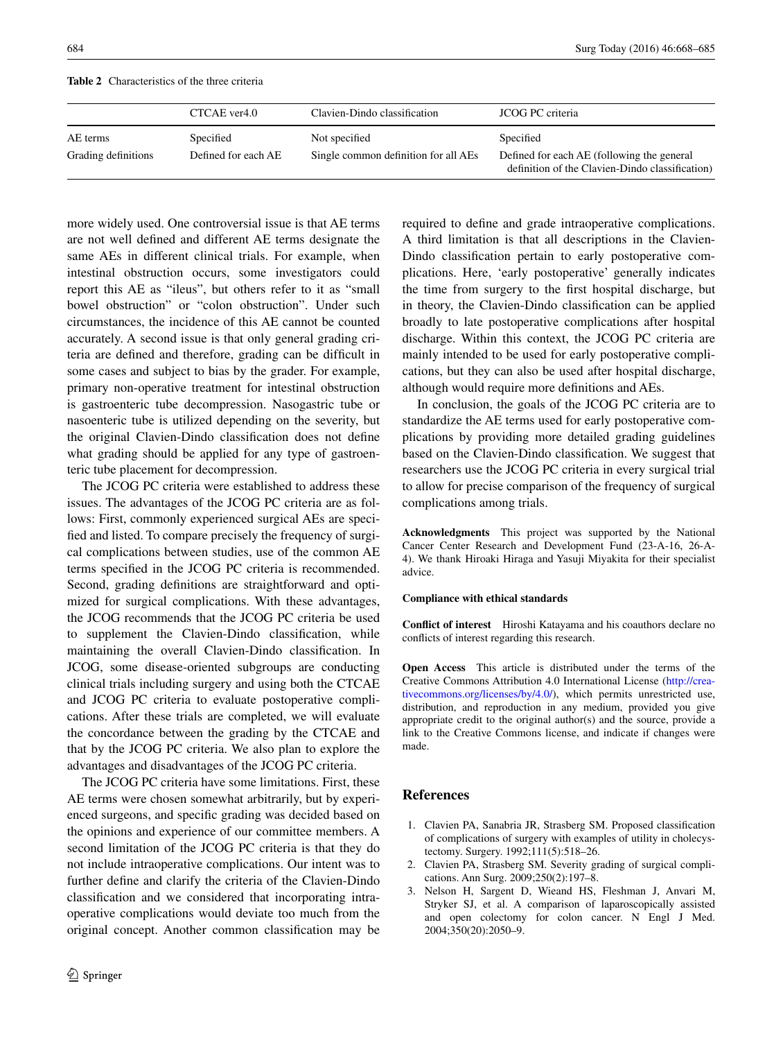**Table 2** Characteristics of the three criteria

| | CTCAE ver4.0 | Clavien-Dindo classification | JCOG PC criteria |
|---|---|---|---|
| AE terms | Specified | Not specified | Specified |
| Grading definitions | Defined for each AE | Single common definition for all AEs | Defined for each AE (following the general definition of the Clavien-Dindo classification) |

more widely used. One controversial issue is that AE terms are not well defined and different AE terms designate the same AEs in different clinical trials. For example, when intestinal obstruction occurs, some investigators could report this AE as "ileus", but others refer to it as "small bowel obstruction" or "colon obstruction". Under such circumstances, the incidence of this AE cannot be counted accurately. A second issue is that only general grading criteria are defined and therefore, grading can be difficult in some cases and subject to bias by the grader. For example, primary non-operative treatment for intestinal obstruction is gastroenteric tube decompression. Nasogastric tube or nasoenteric tube is utilized depending on the severity, but the original Clavien-Dindo classification does not define what grading should be applied for any type of gastroenteric tube placement for decompression.

The JCOG PC criteria were established to address these issues. The advantages of the JCOG PC criteria are as follows: First, commonly experienced surgical AEs are specified and listed. To compare precisely the frequency of surgical complications between studies, use of the common AE terms specified in the JCOG PC criteria is recommended. Second, grading definitions are straightforward and optimized for surgical complications. With these advantages, the JCOG recommends that the JCOG PC criteria be used to supplement the Clavien-Dindo classification, while maintaining the overall Clavien-Dindo classification. In JCOG, some disease-oriented subgroups are conducting clinical trials including surgery and using both the CTCAE and JCOG PC criteria to evaluate postoperative complications. After these trials are completed, we will evaluate the concordance between the grading by the CTCAE and that by the JCOG PC criteria. We also plan to explore the advantages and disadvantages of the JCOG PC criteria.

The JCOG PC criteria have some limitations. First, these AE terms were chosen somewhat arbitrarily, but by experienced surgeons, and specific grading was decided based on the opinions and experience of our committee members. A second limitation of the JCOG PC criteria is that they do not include intraoperative complications. Our intent was to further define and clarify the criteria of the Clavien-Dindo classification and we considered that incorporating intraoperative complications would deviate too much from the original concept. Another common classification may be required to define and grade intraoperative complications. A third limitation is that all descriptions in the Clavien-Dindo classification pertain to early postoperative complications. Here, 'early postoperative' generally indicates the time from surgery to the first hospital discharge, but in theory, the Clavien-Dindo classification can be applied broadly to late postoperative complications after hospital discharge. Within this context, the JCOG PC criteria are mainly intended to be used for early postoperative complications, but they can also be used after hospital discharge, although would require more definitions and AEs.

In conclusion, the goals of the JCOG PC criteria are to standardize the AE terms used for early postoperative complications by providing more detailed grading guidelines based on the Clavien-Dindo classification. We suggest that researchers use the JCOG PC criteria in every surgical trial to allow for precise comparison of the frequency of surgical complications among trials.

**Acknowledgments** This project was supported by the National Cancer Center Research and Development Fund (23-A-16, 26-A-4). We thank Hiroaki Hiraga and Yasuji Miyakita for their specialist advice.

**Compliance with ethical standards**

**Conflict of interest** Hiroshi Katayama and his coauthors declare no conflicts of interest regarding this research.

**Open Access** This article is distributed under the terms of the Creative Commons Attribution 4.0 International License (http://creativecommons.org/licenses/by/4.0/), which permits unrestricted use, distribution, and reproduction in any medium, provided you give appropriate credit to the original author(s) and the source, provide a link to the Creative Commons license, and indicate if changes were made.

## References

1. Clavien PA, Sanabria JR, Strasberg SM. Proposed classification of complications of surgery with examples of utility in cholecystectomy. Surgery. 1992;111(5):518–26.
2. Clavien PA, Strasberg SM. Severity grading of surgical complications. Ann Surg. 2009;250(2):197–8.
3. Nelson H, Sargent D, Wieand HS, Fleshman J, Anvari M, Stryker SJ, et al. A comparison of laparoscopically assisted and open colectomy for colon cancer. N Engl J Med. 2004;350(20):2050–9.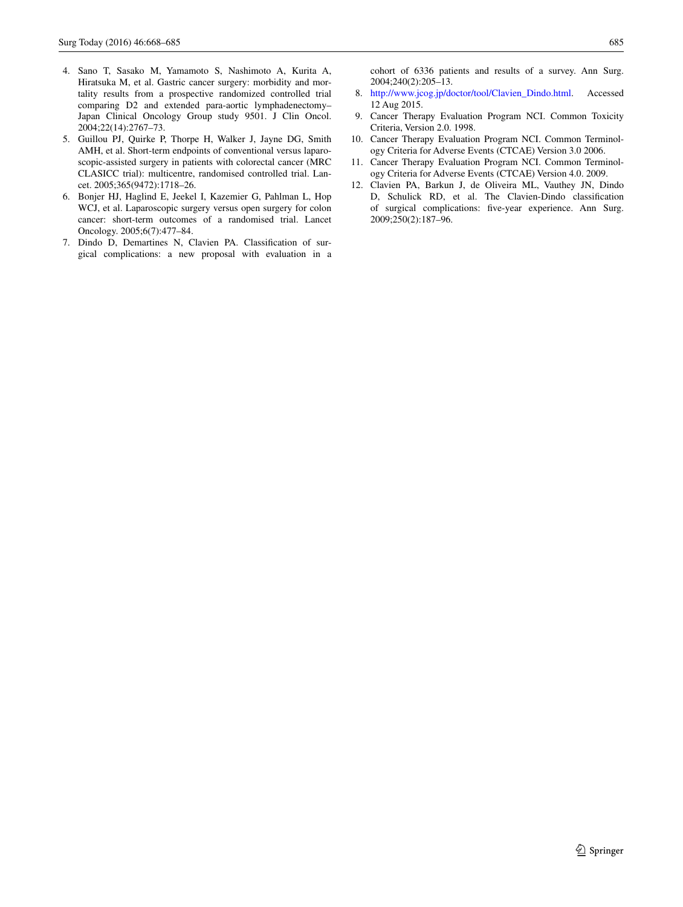4. Sano T, Sasako M, Yamamoto S, Nashimoto A, Kurita A, Hiratsuka M, et al. Gastric cancer surgery: morbidity and mortality results from a prospective randomized controlled trial comparing D2 and extended para-aortic lymphadenectomy–Japan Clinical Oncology Group study 9501. J Clin Oncol. 2004;22(14):2767–73.
5. Guillou PJ, Quirke P, Thorpe H, Walker J, Jayne DG, Smith AMH, et al. Short-term endpoints of conventional versus laparoscopic-assisted surgery in patients with colorectal cancer (MRC CLASICC trial): multicentre, randomised controlled trial. Lancet. 2005;365(9472):1718–26.
6. Bonjer HJ, Haglind E, Jeekel I, Kazemier G, Pahlman L, Hop WCJ, et al. Laparoscopic surgery versus open surgery for colon cancer: short-term outcomes of a randomised trial. Lancet Oncology. 2005;6(7):477–84.
7. Dindo D, Demartines N, Clavien PA. Classification of surgical complications: a new proposal with evaluation in a cohort of 6336 patients and results of a survey. Ann Surg. 2004;240(2):205–13.
8. http://www.jcog.jp/doctor/tool/Clavien_Dindo.html. Accessed 12 Aug 2015.
9. Cancer Therapy Evaluation Program NCI. Common Toxicity Criteria, Version 2.0. 1998.
10. Cancer Therapy Evaluation Program NCI. Common Terminology Criteria for Adverse Events (CTCAE) Version 3.0 2006.
11. Cancer Therapy Evaluation Program NCI. Common Terminology Criteria for Adverse Events (CTCAE) Version 4.0. 2009.
12. Clavien PA, Barkun J, de Oliveira ML, Vauthey JN, Dindo D, Schulick RD, et al. The Clavien-Dindo classification of surgical complications: five-year experience. Ann Surg. 2009;250(2):187–96.